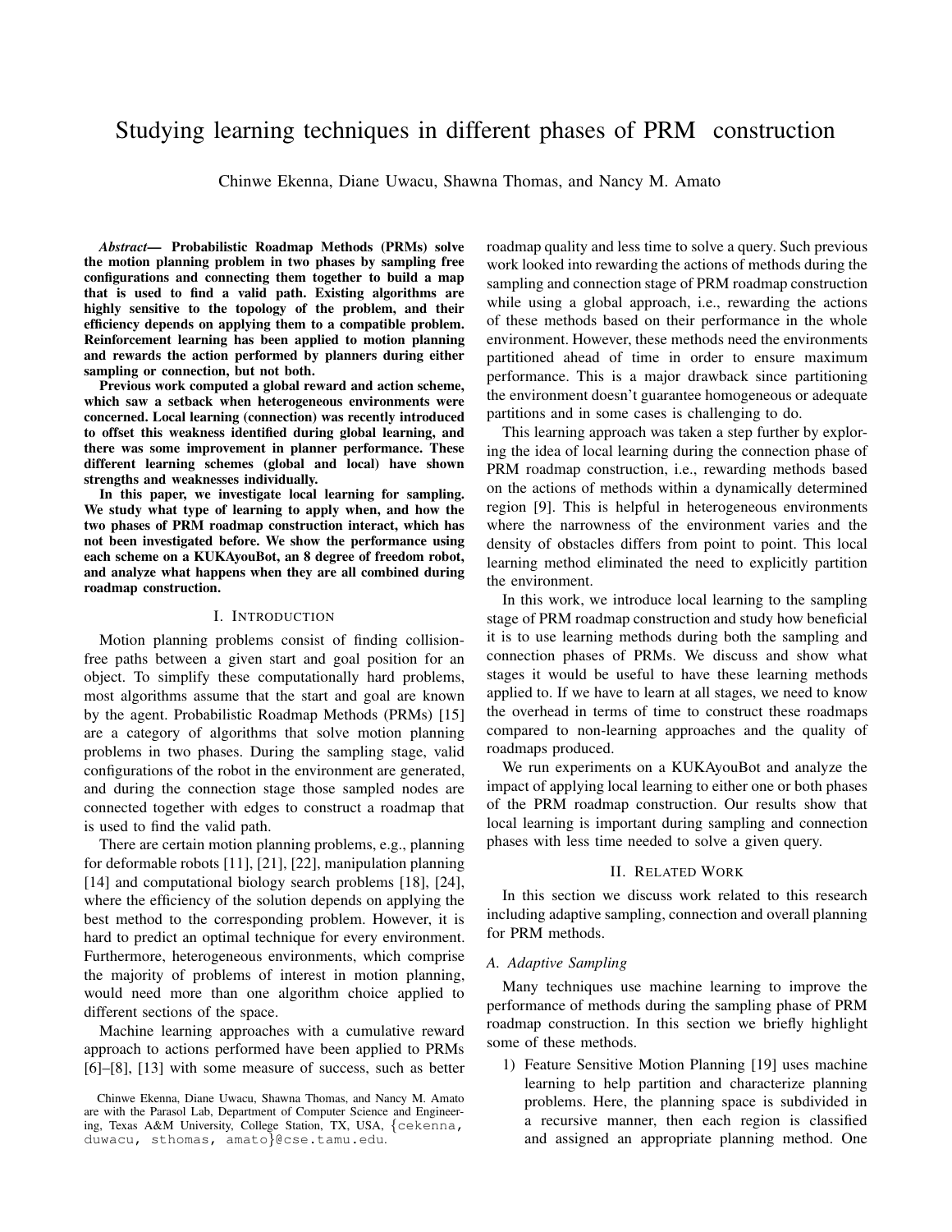# Studying learning techniques in different phases of PRM construction

Chinwe Ekenna, Diane Uwacu, Shawna Thomas, and Nancy M. Amato

***Abstract*— Probabilistic Roadmap Methods (PRMs) solve the motion planning problem in two phases by sampling free configurations and connecting them together to build a map that is used to find a valid path. Existing algorithms are highly sensitive to the topology of the problem, and their efficiency depends on applying them to a compatible problem. Reinforcement learning has been applied to motion planning and rewards the action performed by planners during either sampling or connection, but not both.**

**Previous work computed a global reward and action scheme, which saw a setback when heterogeneous environments were concerned. Local learning (connection) was recently introduced to offset this weakness identified during global learning, and there was some improvement in planner performance. These different learning schemes (global and local) have shown strengths and weaknesses individually.**

**In this paper, we investigate local learning for sampling. We study what type of learning to apply when, and how the two phases of PRM roadmap construction interact, which has not been investigated before. We show the performance using each scheme on a KUKAyouBot, an 8 degree of freedom robot, and analyze what happens when they are all combined during roadmap construction.**

## I. Introduction

Motion planning problems consist of finding collision-free paths between a given start and goal position for an object. To simplify these computationally hard problems, most algorithms assume that the start and goal are known by the agent. Probabilistic Roadmap Methods (PRMs) [15] are a category of algorithms that solve motion planning problems in two phases. During the sampling stage, valid configurations of the robot in the environment are generated, and during the connection stage those sampled nodes are connected together with edges to construct a roadmap that is used to find the valid path.

There are certain motion planning problems, e.g., planning for deformable robots [11], [21], [22], manipulation planning [14] and computational biology search problems [18], [24], where the efficiency of the solution depends on applying the best method to the corresponding problem. However, it is hard to predict an optimal technique for every environment. Furthermore, heterogeneous environments, which comprise the majority of problems of interest in motion planning, would need more than one algorithm choice applied to different sections of the space.

Machine learning approaches with a cumulative reward approach to actions performed have been applied to PRMs [6]–[8], [13] with some measure of success, such as better roadmap quality and less time to solve a query. Such previous work looked into rewarding the actions of methods during the sampling and connection stage of PRM roadmap construction while using a global approach, i.e., rewarding the actions of these methods based on their performance in the whole environment. However, these methods need the environments partitioned ahead of time in order to ensure maximum performance. This is a major drawback since partitioning the environment doesn't guarantee homogeneous or adequate partitions and in some cases is challenging to do.

This learning approach was taken a step further by exploring the idea of local learning during the connection phase of PRM roadmap construction, i.e., rewarding methods based on the actions of methods within a dynamically determined region [9]. This is helpful in heterogeneous environments where the narrowness of the environment varies and the density of obstacles differs from point to point. This local learning method eliminated the need to explicitly partition the environment.

In this work, we introduce local learning to the sampling stage of PRM roadmap construction and study how beneficial it is to use learning methods during both the sampling and connection phases of PRMs. We discuss and show what stages it would be useful to have these learning methods applied to. If we have to learn at all stages, we need to know the overhead in terms of time to construct these roadmaps compared to non-learning approaches and the quality of roadmaps produced.

We run experiments on a KUKAyouBot and analyze the impact of applying local learning to either one or both phases of the PRM roadmap construction. Our results show that local learning is important during sampling and connection phases with less time needed to solve a given query.

## II. Related Work

In this section we discuss work related to this research including adaptive sampling, connection and overall planning for PRM methods.

### A. Adaptive Sampling

Many techniques use machine learning to improve the performance of methods during the sampling phase of PRM roadmap construction. In this section we briefly highlight some of these methods.

1) Feature Sensitive Motion Planning [19] uses machine learning to help partition and characterize planning problems. Here, the planning space is subdivided in a recursive manner, then each region is classified and assigned an appropriate planning method. One

Chinwe Ekenna, Diane Uwacu, Shawna Thomas, and Nancy M. Amato are with the Parasol Lab, Department of Computer Science and Engineering, Texas A&M University, College Station, TX, USA, {cekenna, duwacu, sthomas, amato}@cse.tamu.edu.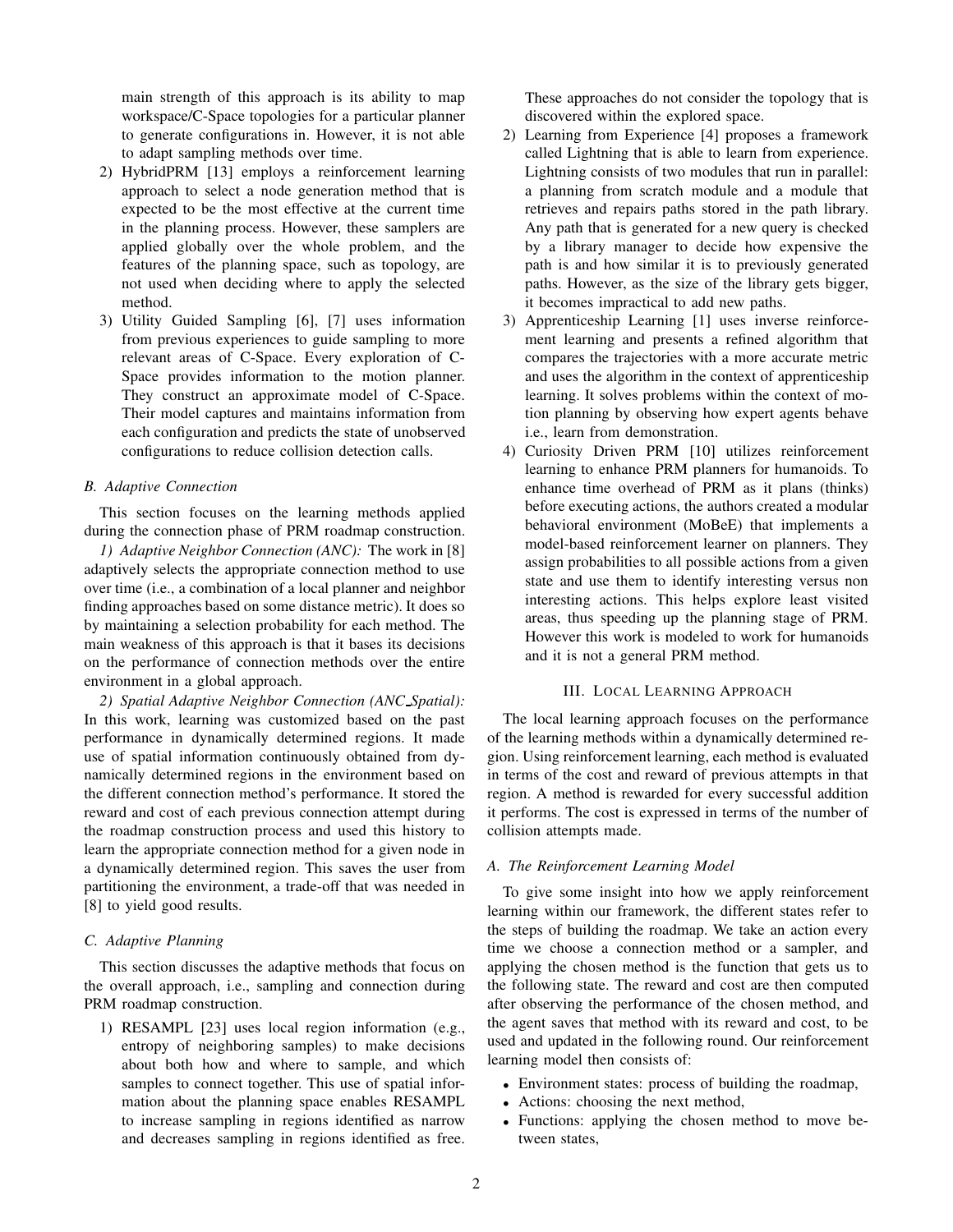main strength of this approach is its ability to map workspace/C-Space topologies for a particular planner to generate configurations in. However, it is not able to adapt sampling methods over time.

2) HybridPRM [13] employs a reinforcement learning approach to select a node generation method that is expected to be the most effective at the current time in the planning process. However, these samplers are applied globally over the whole problem, and the features of the planning space, such as topology, are not used when deciding where to apply the selected method.

3) Utility Guided Sampling [6], [7] uses information from previous experiences to guide sampling to more relevant areas of C-Space. Every exploration of C-Space provides information to the motion planner. They construct an approximate model of C-Space. Their model captures and maintains information from each configuration and predicts the state of unobserved configurations to reduce collision detection calls.

### B. Adaptive Connection

This section focuses on the learning methods applied during the connection phase of PRM roadmap construction.

*1) Adaptive Neighbor Connection (ANC):* The work in [8] adaptively selects the appropriate connection method to use over time (i.e., a combination of a local planner and neighbor finding approaches based on some distance metric). It does so by maintaining a selection probability for each method. The main weakness of this approach is that it bases its decisions on the performance of connection methods over the entire environment in a global approach.

*2) Spatial Adaptive Neighbor Connection (ANC_Spatial):* In this work, learning was customized based on the past performance in dynamically determined regions. It made use of spatial information continuously obtained from dynamically determined regions in the environment based on the different connection method's performance. It stored the reward and cost of each previous connection attempt during the roadmap construction process and used this history to learn the appropriate connection method for a given node in a dynamically determined region. This saves the user from partitioning the environment, a trade-off that was needed in [8] to yield good results.

### C. Adaptive Planning

This section discusses the adaptive methods that focus on the overall approach, i.e., sampling and connection during PRM roadmap construction.

1) RESAMPL [23] uses local region information (e.g., entropy of neighboring samples) to make decisions about both how and where to sample, and which samples to connect together. This use of spatial information about the planning space enables RESAMPL to increase sampling in regions identified as narrow and decreases sampling in regions identified as free. These approaches do not consider the topology that is discovered within the explored space.

2) Learning from Experience [4] proposes a framework called Lightning that is able to learn from experience. Lightning consists of two modules that run in parallel: a planning from scratch module and a module that retrieves and repairs paths stored in the path library. Any path that is generated for a new query is checked by a library manager to decide how expensive the path is and how similar it is to previously generated paths. However, as the size of the library gets bigger, it becomes impractical to add new paths.

3) Apprenticeship Learning [1] uses inverse reinforcement learning and presents a refined algorithm that compares the trajectories with a more accurate metric and uses the algorithm in the context of apprenticeship learning. It solves problems within the context of motion planning by observing how expert agents behave i.e., learn from demonstration.

4) Curiosity Driven PRM [10] utilizes reinforcement learning to enhance PRM planners for humanoids. To enhance time overhead of PRM as it plans (thinks) before executing actions, the authors created a modular behavioral environment (MoBeE) that implements a model-based reinforcement learner on planners. They assign probabilities to all possible actions from a given state and use them to identify interesting versus non interesting actions. This helps explore least visited areas, thus speeding up the planning stage of PRM. However this work is modeled to work for humanoids and it is not a general PRM method.

## III. Local Learning Approach

The local learning approach focuses on the performance of the learning methods within a dynamically determined region. Using reinforcement learning, each method is evaluated in terms of the cost and reward of previous attempts in that region. A method is rewarded for every successful addition it performs. The cost is expressed in terms of the number of collision attempts made.

### A. The Reinforcement Learning Model

To give some insight into how we apply reinforcement learning within our framework, the different states refer to the steps of building the roadmap. We take an action every time we choose a connection method or a sampler, and applying the chosen method is the function that gets us to the following state. The reward and cost are then computed after observing the performance of the chosen method, and the agent saves that method with its reward and cost, to be used and updated in the following round. Our reinforcement learning model then consists of:

- Environment states: process of building the roadmap,
- Actions: choosing the next method,
- Functions: applying the chosen method to move between states,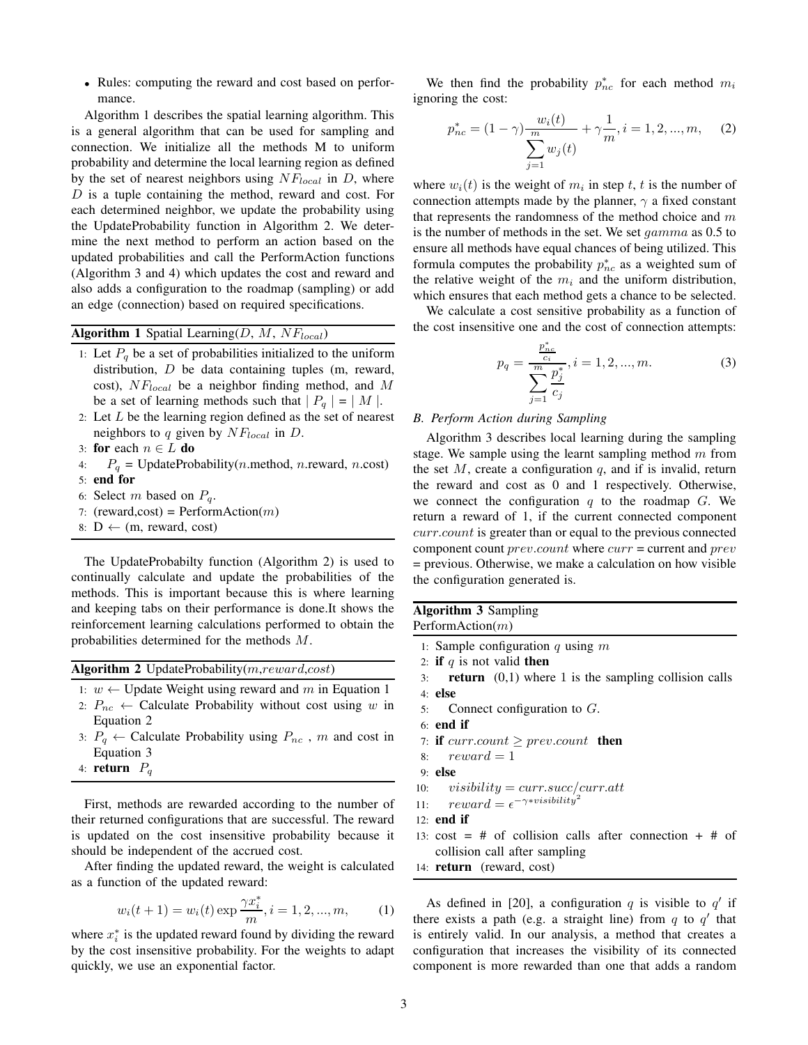- Rules: computing the reward and cost based on performance.

Algorithm 1 describes the spatial learning algorithm. This is a general algorithm that can be used for sampling and connection. We initialize all the methods M to uniform probability and determine the local learning region as defined by the set of nearest neighbors using $NF_{local}$ in $D$, where $D$ is a tuple containing the method, reward and cost. For each determined neighbor, we update the probability using the UpdateProbability function in Algorithm 2. We determine the next method to perform an action based on the updated probabilities and call the PerformAction functions (Algorithm 3 and 4) which updates the cost and reward and also adds a configuration to the roadmap (sampling) or add an edge (connection) based on required specifications.

**Algorithm 1** Spatial Learning($D$, $M$, $NF_{local}$)

1: Let $P_q$ be a set of probabilities initialized to the uniform distribution, $D$ be data containing tuples (m, reward, cost), $NF_{local}$ be a neighbor finding method, and $M$ be a set of learning methods such that $\mid P_q \mid = \mid M \mid$.
2: Let $L$ be the learning region defined as the set of nearest neighbors to $q$ given by $NF_{local}$ in $D$.
3: **for** each $n \in L$ **do**
4: $P_q$ = UpdateProbability($n$.method, $n$.reward, $n$.cost)
5: **end for**
6: Select $m$ based on $P_q$.
7: (reward,cost) = PerformAction($m$)
8: D $\leftarrow$ (m, reward, cost)

The UpdateProbabilty function (Algorithm 2) is used to continually calculate and update the probabilities of the methods. This is important because this is where learning and keeping tabs on their performance is done.It shows the reinforcement learning calculations performed to obtain the probabilities determined for the methods $M$.

**Algorithm 2** UpdateProbability($m$,$reward$,$cost$)

1: $w \leftarrow$ Update Weight using reward and $m$ in Equation 1
2: $P_{nc} \leftarrow$ Calculate Probability without cost using $w$ in Equation 2
3: $P_q \leftarrow$ Calculate Probability using $P_{nc}$ , $m$ and cost in Equation 3
4: **return** $P_q$

First, methods are rewarded according to the number of their returned configurations that are successful. The reward is updated on the cost insensitive probability because it should be independent of the accrued cost.

After finding the updated reward, the weight is calculated as a function of the updated reward:

$$w_i(t+1) = w_i(t) \exp \frac{\gamma x_i^*}{m}, i = 1, 2, ..., m, \quad (1)$$

where $x_i^*$ is the updated reward found by dividing the reward by the cost insensitive probability. For the weights to adapt quickly, we use an exponential factor.

We then find the probability $p_{nc}^*$ for each method $m_i$ ignoring the cost:

$$p_{nc}^* = (1-\gamma)\frac{w_i(t)}{\sum_{j=1}^{m} w_j(t)} + \gamma\frac{1}{m}, i = 1, 2, ..., m, \quad (2)$$

where $w_i(t)$ is the weight of $m_i$ in step $t$, $t$ is the number of connection attempts made by the planner, $\gamma$ a fixed constant that represents the randomness of the method choice and $m$ is the number of methods in the set. We set $gamma$ as 0.5 to ensure all methods have equal chances of being utilized. This formula computes the probability $p_{nc}^*$ as a weighted sum of the relative weight of the $m_i$ and the uniform distribution, which ensures that each method gets a chance to be selected.

We calculate a cost sensitive probability as a function of the cost insensitive one and the cost of connection attempts:

$$p_q = \frac{\frac{p_{nc}^*}{c_i}}{\sum_{j=1}^{m} \frac{p_j^*}{c_j}}, i = 1, 2, ..., m. \quad (3)$$

### *B. Perform Action during Sampling*

Algorithm 3 describes local learning during the sampling stage. We sample using the learnt sampling method $m$ from the set $M$, create a configuration $q$, and if is invalid, return the reward and cost as 0 and 1 respectively. Otherwise, we connect the configuration $q$ to the roadmap $G$. We return a reward of 1, if the current connected component $curr.count$ is greater than or equal to the previous connected component count $prev.count$ where $curr$ = current and $prev$ = previous. Otherwise, we make a calculation on how visible the configuration generated is.

**Algorithm 3** Sampling PerformAction($m$)

1: Sample configuration $q$ using $m$
2: **if** $q$ is not valid **then**
3: **return** (0,1) where 1 is the sampling collision calls
4: **else**
5: Connect configuration to $G$.
6: **end if**
7: **if** $curr.count \geq prev.count$ **then**
8: $reward = 1$
9: **else**
10: $visibility = curr.succ/curr.att$
11: $reward = \epsilon^{-\gamma * visibility^2}$
12: **end if**
13: cost = # of collision calls after connection + # of collision call after sampling
14: **return** (reward, cost)

As defined in [20], a configuration $q$ is visible to $q'$ if there exists a path (e.g. a straight line) from $q$ to $q'$ that is entirely valid. In our analysis, a method that creates a configuration that increases the visibility of its connected component is more rewarded than one that adds a random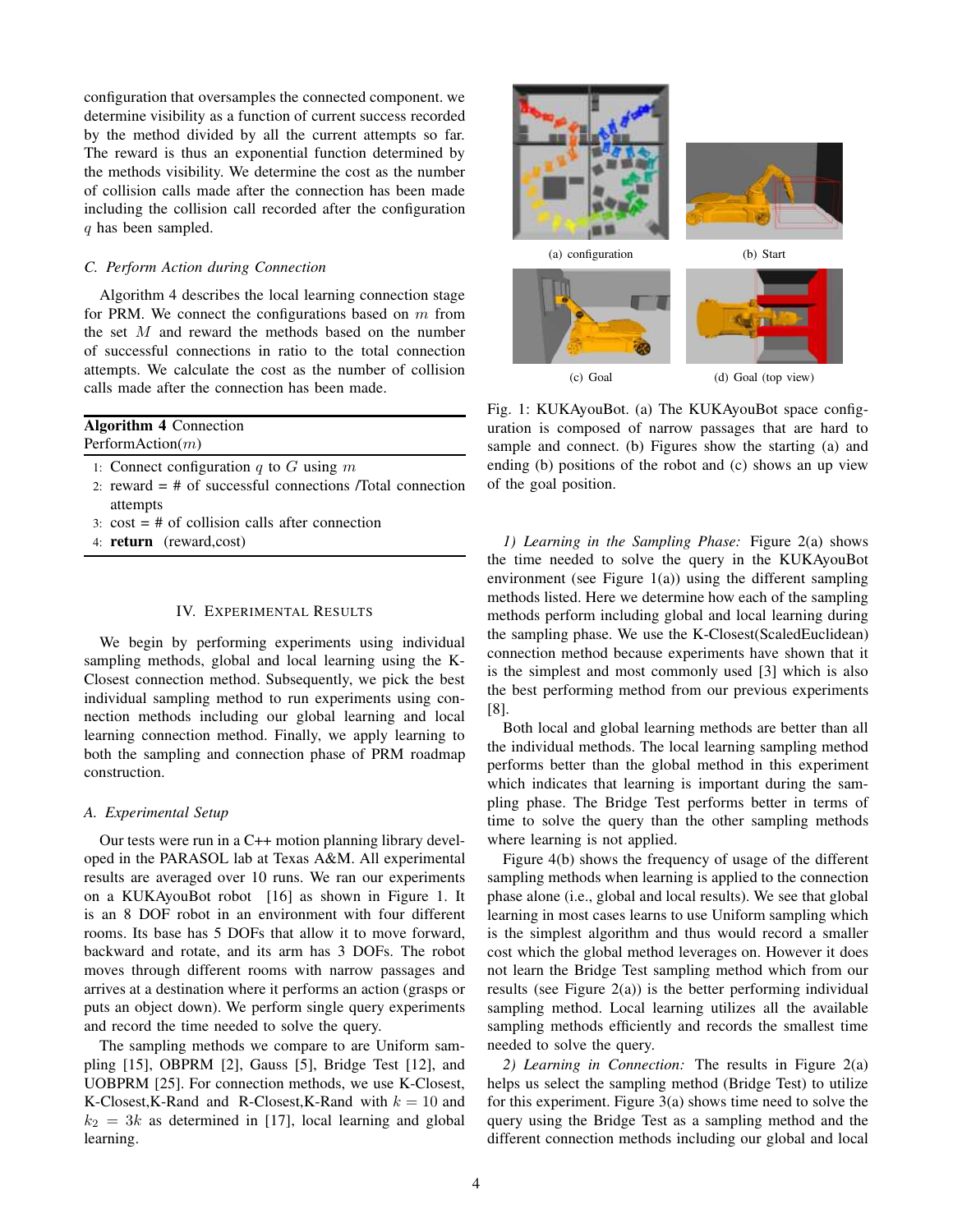configuration that oversamples the connected component. we determine visibility as a function of current success recorded by the method divided by all the current attempts so far. The reward is thus an exponential function determined by the methods visibility. We determine the cost as the number of collision calls made after the connection has been made including the collision call recorded after the configuration $q$ has been sampled.

### C. Perform Action during Connection

Algorithm 4 describes the local learning connection stage for PRM. We connect the configurations based on $m$ from the set $M$ and reward the methods based on the number of successful connections in ratio to the total connection attempts. We calculate the cost as the number of collision calls made after the connection has been made.

**Algorithm 4** Connection
PerformAction($m$)

1: Connect configuration $q$ to $G$ using $m$
2: reward = # of successful connections /Total connection attempts
3: cost = # of collision calls after connection
4: **return** (reward,cost)

## IV. Experimental Results

We begin by performing experiments using individual sampling methods, global and local learning using the K-Closest connection method. Subsequently, we pick the best individual sampling method to run experiments using connection methods including our global learning and local learning connection method. Finally, we apply learning to both the sampling and connection phase of PRM roadmap construction.

### A. Experimental Setup

Our tests were run in a C++ motion planning library developed in the PARASOL lab at Texas A&M. All experimental results are averaged over 10 runs. We ran our experiments on a KUKAyouBot robot [16] as shown in Figure 1. It is an 8 DOF robot in an environment with four different rooms. Its base has 5 DOFs that allow it to move forward, backward and rotate, and its arm has 3 DOFs. The robot moves through different rooms with narrow passages and arrives at a destination where it performs an action (grasps or puts an object down). We perform single query experiments and record the time needed to solve the query.

The sampling methods we compare to are Uniform sampling [15], OBPRM [2], Gauss [5], Bridge Test [12], and UOBPRM [25]. For connection methods, we use K-Closest, K-Closest,K-Rand and R-Closest,K-Rand with $k = 10$ and $k_2 = 3k$ as determined in [17], local learning and global learning.

(a) configuration

(b) Start

(c) Goal

(d) Goal (top view)

Fig. 1: KUKAyouBot. (a) The KUKAyouBot space configuration is composed of narrow passages that are hard to sample and connect. (b) Figures show the starting (a) and ending (b) positions of the robot and (c) shows an up view of the goal position.

*1) Learning in the Sampling Phase:* Figure 2(a) shows the time needed to solve the query in the KUKAyouBot environment (see Figure 1(a)) using the different sampling methods listed. Here we determine how each of the sampling methods perform including global and local learning during the sampling phase. We use the K-Closest(ScaledEuclidean) connection method because experiments have shown that it is the simplest and most commonly used [3] which is also the best performing method from our previous experiments [8].

Both local and global learning methods are better than all the individual methods. The local learning sampling method performs better than the global method in this experiment which indicates that learning is important during the sampling phase. The Bridge Test performs better in terms of time to solve the query than the other sampling methods where learning is not applied.

Figure 4(b) shows the frequency of usage of the different sampling methods when learning is applied to the connection phase alone (i.e., global and local results). We see that global learning in most cases learns to use Uniform sampling which is the simplest algorithm and thus would record a smaller cost which the global method leverages on. However it does not learn the Bridge Test sampling method which from our results (see Figure 2(a)) is the better performing individual sampling method. Local learning utilizes all the available sampling methods efficiently and records the smallest time needed to solve the query.

*2) Learning in Connection:* The results in Figure 2(a) helps us select the sampling method (Bridge Test) to utilize for this experiment. Figure 3(a) shows time need to solve the query using the Bridge Test as a sampling method and the different connection methods including our global and local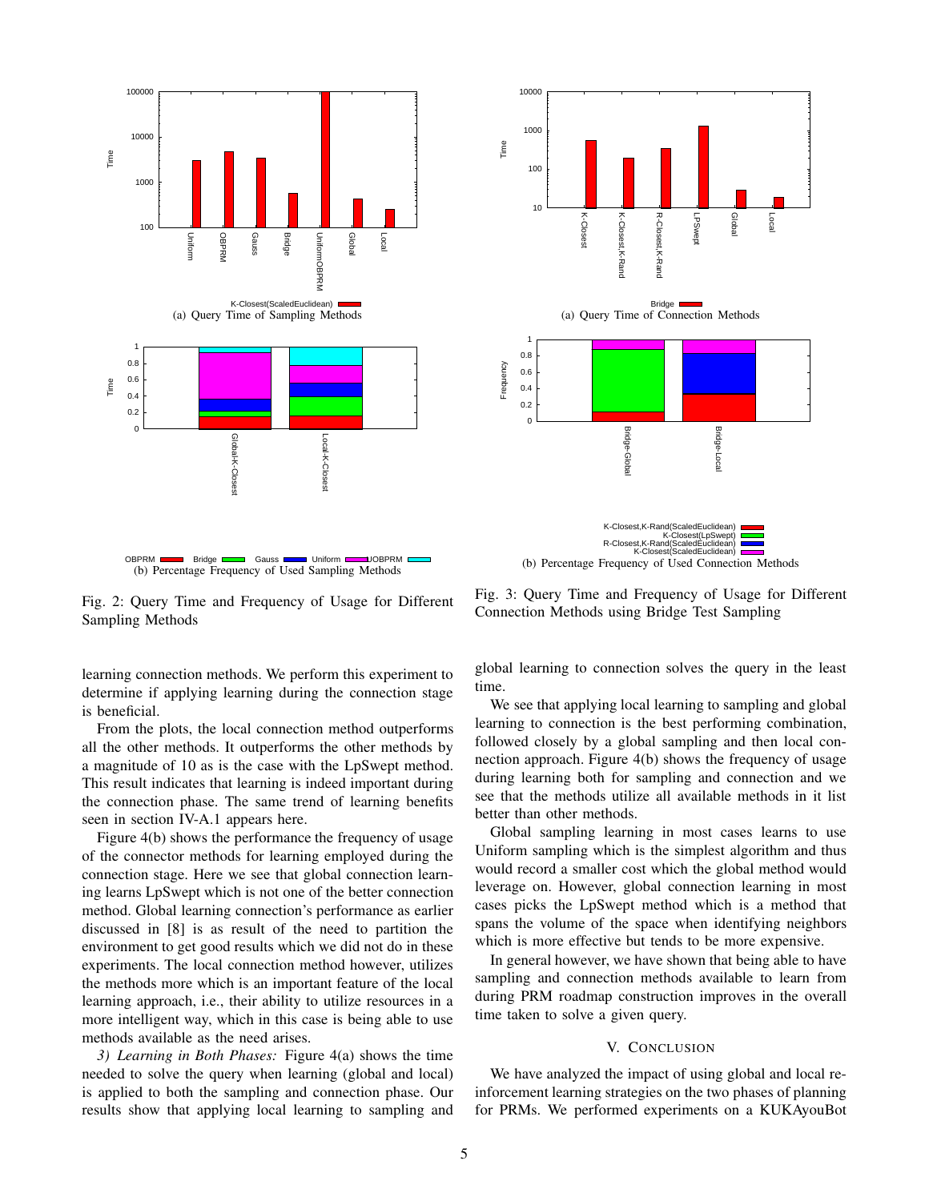Fig. 2: Query Time and Frequency of Usage for Different Sampling Methods

Fig. 3: Query Time and Frequency of Usage for Different Connection Methods using Bridge Test Sampling

learning connection methods. We perform this experiment to determine if applying learning during the connection stage is beneficial.

From the plots, the local connection method outperforms all the other methods. It outperforms the other methods by a magnitude of 10 as is the case with the LpSwept method. This result indicates that learning is indeed important during the connection phase. The same trend of learning benefits seen in section IV-A.1 appears here.

Figure 4(b) shows the performance the frequency of usage of the connector methods for learning employed during the connection stage. Here we see that global connection learning learns LpSwept which is not one of the better connection method. Global learning connection's performance as earlier discussed in [8] is as result of the need to partition the environment to get good results which we did not do in these experiments. The local connection method however, utilizes the methods more which is an important feature of the local learning approach, i.e., their ability to utilize resources in a more intelligent way, which in this case is being able to use methods available as the need arises.

*3) Learning in Both Phases:* Figure 4(a) shows the time needed to solve the query when learning (global and local) is applied to both the sampling and connection phase. Our results show that applying local learning to sampling and global learning to connection solves the query in the least time.

We see that applying local learning to sampling and global learning to connection is the best performing combination, followed closely by a global sampling and then local connection approach. Figure 4(b) shows the frequency of usage during learning both for sampling and connection and we see that the methods utilize all available methods in it list better than other methods.

Global sampling learning in most cases learns to use Uniform sampling which is the simplest algorithm and thus would record a smaller cost which the global method would leverage on. However, global connection learning in most cases picks the LpSwept method which is a method that spans the volume of the space when identifying neighbors which is more effective but tends to be more expensive.

In general however, we have shown that being able to have sampling and connection methods available to learn from during PRM roadmap construction improves in the overall time taken to solve a given query.

## V. Conclusion

We have analyzed the impact of using global and local reinforcement learning strategies on the two phases of planning for PRMs. We performed experiments on a KUKAyouBot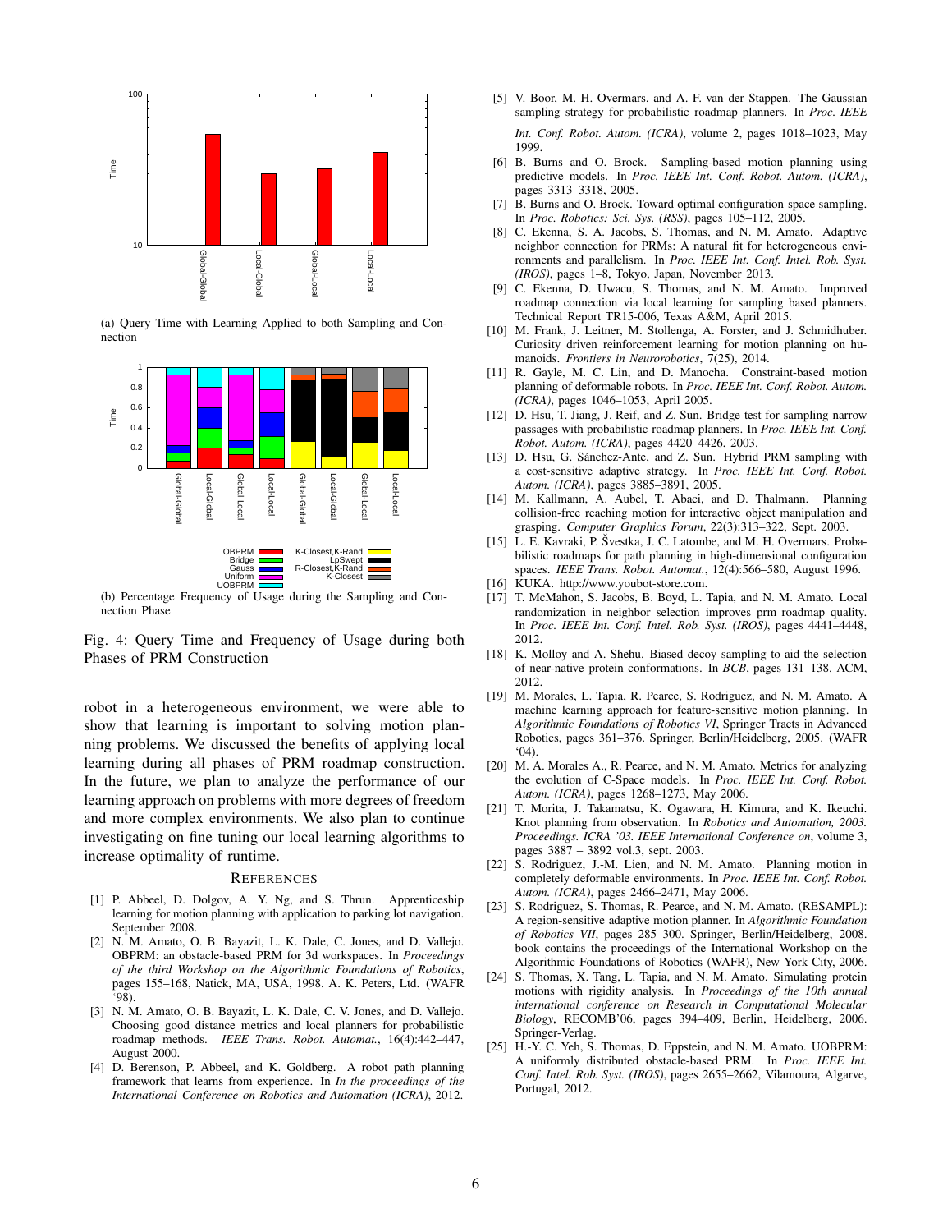100

Time

10

Global-Global

Local-Global

Global-Local

Local-Local

(a) Query Time with Learning Applied to both Sampling and Connection

1

0.8

0.6

Time

0.4

0.2

0

Global-Global

Local-Global

Global-Local

Local-Local

Global-Global

Local-Global

Global-Local

Local-Local

OBPRM

Bridge

Gauss

Uniform

UOBPRM

K-Closest,K-Rand

LpSwept

R-Closest,K-Rand

K-Closest

(b) Percentage Frequency of Usage during the Sampling and Connection Phase

Fig. 4: Query Time and Frequency of Usage during both Phases of PRM Construction

robot in a heterogeneous environment, we were able to show that learning is important to solving motion planning problems. We discussed the benefits of applying local learning during all phases of PRM roadmap construction. In the future, we plan to analyze the performance of our learning approach on problems with more degrees of freedom and more complex environments. We also plan to continue investigating on fine tuning our local learning algorithms to increase optimality of runtime.

## References

[1] P. Abbeel, D. Dolgov, A. Y. Ng, and S. Thrun. Apprenticeship learning for motion planning with application to parking lot navigation. September 2008.

[2] N. M. Amato, O. B. Bayazit, L. K. Dale, C. Jones, and D. Vallejo. OBPRM: an obstacle-based PRM for 3d workspaces. In *Proceedings of the third Workshop on the Algorithmic Foundations of Robotics*, pages 155–168, Natick, MA, USA, 1998. A. K. Peters, Ltd. (WAFR '98).

[3] N. M. Amato, O. B. Bayazit, L. K. Dale, C. V. Jones, and D. Vallejo. Choosing good distance metrics and local planners for probabilistic roadmap methods. *IEEE Trans. Robot. Automat.*, 16(4):442–447, August 2000.

[4] D. Berenson, P. Abbeel, and K. Goldberg. A robot path planning framework that learns from experience. In *In the proceedings of the International Conference on Robotics and Automation (ICRA)*, 2012.

[5] V. Boor, M. H. Overmars, and A. F. van der Stappen. The Gaussian sampling strategy for probabilistic roadmap planners. In *Proc. IEEE Int. Conf. Robot. Autom. (ICRA)*, volume 2, pages 1018–1023, May 1999.

[6] B. Burns and O. Brock. Sampling-based motion planning using predictive models. In *Proc. IEEE Int. Conf. Robot. Autom. (ICRA)*, pages 3313–3318, 2005.

[7] B. Burns and O. Brock. Toward optimal configuration space sampling. In *Proc. Robotics: Sci. Sys. (RSS)*, pages 105–112, 2005.

[8] C. Ekenna, S. A. Jacobs, S. Thomas, and N. M. Amato. Adaptive neighbor connection for PRMs: A natural fit for heterogeneous environments and parallelism. In *Proc. IEEE Int. Conf. Intel. Rob. Syst. (IROS)*, pages 1–8, Tokyo, Japan, November 2013.

[9] C. Ekenna, D. Uwacu, S. Thomas, and N. M. Amato. Improved roadmap connection via local learning for sampling based planners. Technical Report TR15-006, Texas A&M, April 2015.

[10] M. Frank, J. Leitner, M. Stollenga, A. Forster, and J. Schmidhuber. Curiosity driven reinforcement learning for motion planning on humanoids. *Frontiers in Neurorobotics*, 7(25), 2014.

[11] R. Gayle, M. C. Lin, and D. Manocha. Constraint-based motion planning of deformable robots. In *Proc. IEEE Int. Conf. Robot. Autom. (ICRA)*, pages 1046–1053, April 2005.

[12] D. Hsu, T. Jiang, J. Reif, and Z. Sun. Bridge test for sampling narrow passages with probabilistic roadmap planners. In *Proc. IEEE Int. Conf. Robot. Autom. (ICRA)*, pages 4420–4426, 2003.

[13] D. Hsu, G. Sánchez-Ante, and Z. Sun. Hybrid PRM sampling with a cost-sensitive adaptive strategy. In *Proc. IEEE Int. Conf. Robot. Autom. (ICRA)*, pages 3885–3891, 2005.

[14] M. Kallmann, A. Aubel, T. Abaci, and D. Thalmann. Planning collision-free reaching motion for interactive object manipulation and grasping. *Computer Graphics Forum*, 22(3):313–322, Sept. 2003.

[15] L. E. Kavraki, P. Švestka, J. C. Latombe, and M. H. Overmars. Probabilistic roadmaps for path planning in high-dimensional configuration spaces. *IEEE Trans. Robot. Automat.*, 12(4):566–580, August 1996.

[16] KUKA. http://www.youbot-store.com.

[17] T. McMahon, S. Jacobs, B. Boyd, L. Tapia, and N. M. Amato. Local randomization in neighbor selection improves prm roadmap quality. In *Proc. IEEE Int. Conf. Intel. Rob. Syst. (IROS)*, pages 4441–4448, 2012.

[18] K. Molloy and A. Shehu. Biased decoy sampling to aid the selection of near-native protein conformations. In *BCB*, pages 131–138. ACM, 2012.

[19] M. Morales, L. Tapia, R. Pearce, S. Rodriguez, and N. M. Amato. A machine learning approach for feature-sensitive motion planning. In *Algorithmic Foundations of Robotics VI*, Springer Tracts in Advanced Robotics, pages 361–376. Springer, Berlin/Heidelberg, 2005. (WAFR '04).

[20] M. A. Morales A., R. Pearce, and N. M. Amato. Metrics for analyzing the evolution of C-Space models. In *Proc. IEEE Int. Conf. Robot. Autom. (ICRA)*, pages 1268–1273, May 2006.

[21] T. Morita, J. Takamatsu, K. Ogawara, H. Kimura, and K. Ikeuchi. Knot planning from observation. In *Robotics and Automation, 2003. Proceedings. ICRA '03. IEEE International Conference on*, volume 3, pages 3887 – 3892 vol.3, sept. 2003.

[22] S. Rodriguez, J.-M. Lien, and N. M. Amato. Planning motion in completely deformable environments. In *Proc. IEEE Int. Conf. Robot. Autom. (ICRA)*, pages 2466–2471, May 2006.

[23] S. Rodriguez, S. Thomas, R. Pearce, and N. M. Amato. (RESAMPL): A region-sensitive adaptive motion planner. In *Algorithmic Foundation of Robotics VII*, pages 285–300. Springer, Berlin/Heidelberg, 2008. book contains the proceedings of the International Workshop on the Algorithmic Foundations of Robotics (WAFR), New York City, 2006.

[24] S. Thomas, X. Tang, L. Tapia, and N. M. Amato. Simulating protein motions with rigidity analysis. In *Proceedings of the 10th annual international conference on Research in Computational Molecular Biology*, RECOMB'06, pages 394–409, Berlin, Heidelberg, 2006. Springer-Verlag.

[25] H.-Y. C. Yeh, S. Thomas, D. Eppstein, and N. M. Amato. UOBPRM: A uniformly distributed obstacle-based PRM. In *Proc. IEEE Int. Conf. Intel. Rob. Syst. (IROS)*, pages 2655–2662, Vilamoura, Algarve, Portugal, 2012.